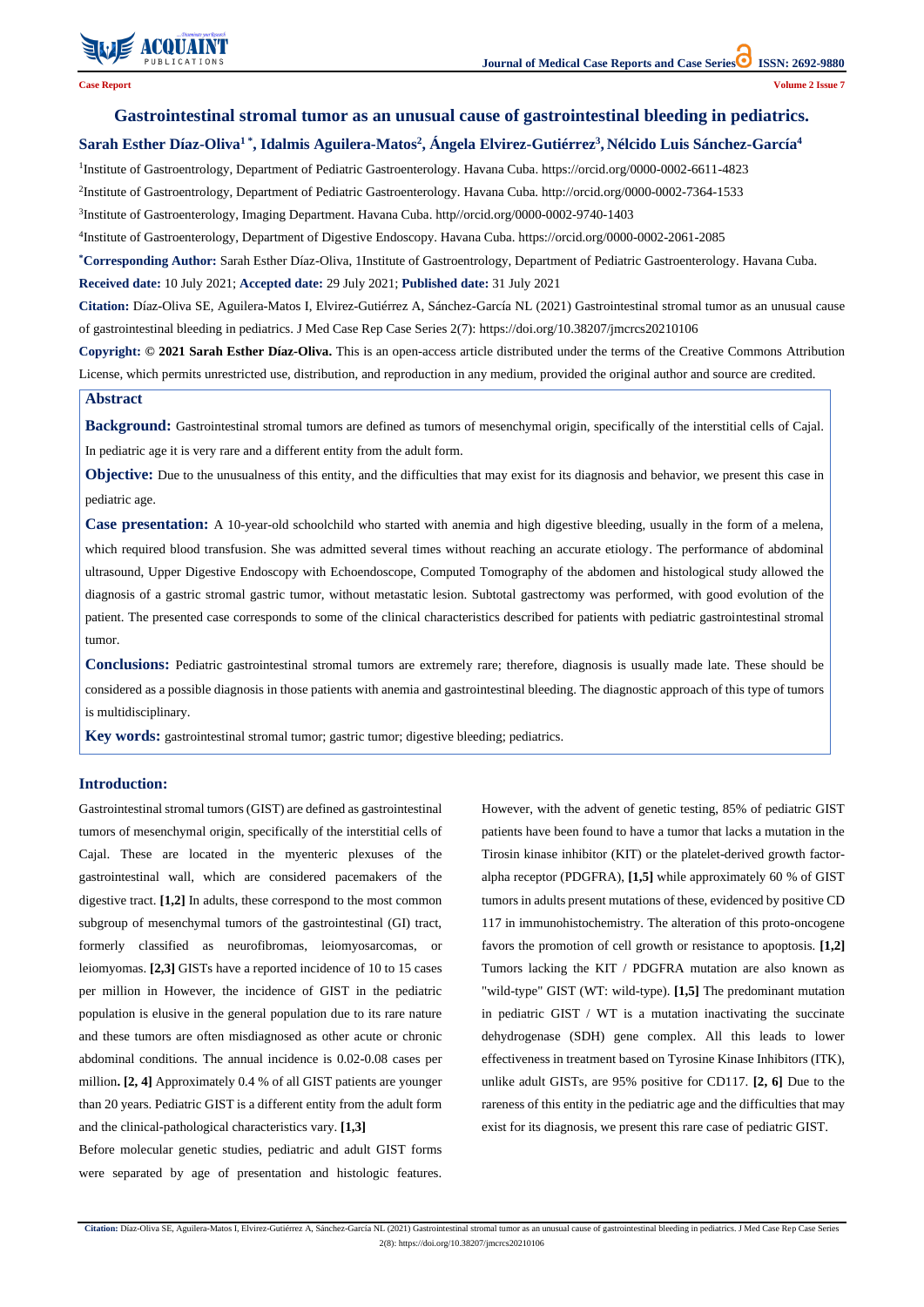Case Report

# Gastrointestinal stromal tumor as an unusual cause of gastrointestinal bleeding in pediatrics.

**Sarah Esther Díaz-Oliva[1 *], Idalmis Aguilera-Matos[2], Ángela Elvirez-Gutiérrez[3], Nélcido Luis Sánchez-García[4]**

[1]Institute of Gastroentrology, Department of Pediatric Gastroenterology. Havana Cuba. https://orcid.org/0000-0002-6611-4823

[2]Institute of Gastroenterology, Department of Pediatric Gastroenterology. Havana Cuba. http://orcid.org/0000-0002-7364-1533

[3]Institute of Gastroenterology, Imaging Department. Havana Cuba. http//orcid.org/0000-0002-9740-1403

[4]Institute of Gastroenterology, Department of Digestive Endoscopy. Havana Cuba. https://orcid.org/0000-0002-2061-2085

**[*]Corresponding Author:** Sarah Esther Díaz-Oliva, 1Institute of Gastroentrology, Department of Pediatric Gastroenterology. Havana Cuba.

**Received date:** 10 July 2021; **Accepted date:** 29 July 2021; **Published date:** 31 July 2021

**Citation:** Díaz-Oliva SE, Aguilera-Matos I, Elvirez-Gutiérrez A, Sánchez-García NL (2021) Gastrointestinal stromal tumor as an unusual cause of gastrointestinal bleeding in pediatrics. J Med Case Rep Case Series 2(7): https://doi.org/10.38207/jmcrcs20210106

**Copyright: © 2021 Sarah Esther Díaz-Oliva.** This is an open-access article distributed under the terms of the Creative Commons Attribution License, which permits unrestricted use, distribution, and reproduction in any medium, provided the original author and source are credited.

## Abstract

**Background:** Gastrointestinal stromal tumors are defined as tumors of mesenchymal origin, specifically of the interstitial cells of Cajal. In pediatric age it is very rare and a different entity from the adult form.

**Objective:** Due to the unusualness of this entity, and the difficulties that may exist for its diagnosis and behavior, we present this case in pediatric age.

**Case presentation:** A 10-year-old schoolchild who started with anemia and high digestive bleeding, usually in the form of a melena, which required blood transfusion. She was admitted several times without reaching an accurate etiology. The performance of abdominal ultrasound, Upper Digestive Endoscopy with Echoendoscope, Computed Tomography of the abdomen and histological study allowed the diagnosis of a gastric stromal gastric tumor, without metastatic lesion. Subtotal gastrectomy was performed, with good evolution of the patient. The presented case corresponds to some of the clinical characteristics described for patients with pediatric gastrointestinal stromal tumor.

**Conclusions:** Pediatric gastrointestinal stromal tumors are extremely rare; therefore, diagnosis is usually made late. These should be considered as a possible diagnosis in those patients with anemia and gastrointestinal bleeding. The diagnostic approach of this type of tumors is multidisciplinary.

**Key words:** gastrointestinal stromal tumor; gastric tumor; digestive bleeding; pediatrics.

## Introduction:

Gastrointestinal stromal tumors (GIST) are defined as gastrointestinal tumors of mesenchymal origin, specifically of the interstitial cells of Cajal. These are located in the myenteric plexuses of the gastrointestinal wall, which are considered pacemakers of the digestive tract. **[1,2]** In adults, these correspond to the most common subgroup of mesenchymal tumors of the gastrointestinal (GI) tract, formerly classified as neurofibromas, leiomyosarcomas, or leiomyomas. **[2,3]** GISTs have a reported incidence of 10 to 15 cases per million in However, the incidence of GIST in the pediatric population is elusive in the general population due to its rare nature and these tumors are often misdiagnosed as other acute or chronic abdominal conditions. The annual incidence is 0.02-0.08 cases per million**. [2, 4]** Approximately 0.4 % of all GIST patients are younger than 20 years. Pediatric GIST is a different entity from the adult form and the clinical-pathological characteristics vary. **[1,3]**

Before molecular genetic studies, pediatric and adult GIST forms were separated by age of presentation and histologic features. However, with the advent of genetic testing, 85% of pediatric GIST patients have been found to have a tumor that lacks a mutation in the Tirosin kinase inhibitor (KIT) or the platelet-derived growth factor-alpha receptor (PDGFRA), **[1,5]** while approximately 60 % of GIST tumors in adults present mutations of these, evidenced by positive CD 117 in immunohistochemistry. The alteration of this proto-oncogene favors the promotion of cell growth or resistance to apoptosis. **[1,2]** Tumors lacking the KIT / PDGFRA mutation are also known as "wild-type" GIST (WT: wild-type). **[1,5]** The predominant mutation in pediatric GIST / WT is a mutation inactivating the succinate dehydrogenase (SDH) gene complex. All this leads to lower effectiveness in treatment based on Tyrosine Kinase Inhibitors (ITK), unlike adult GISTs, are 95% positive for CD117. **[2, 6]** Due to the rareness of this entity in the pediatric age and the difficulties that may exist for its diagnosis, we present this rare case of pediatric GIST.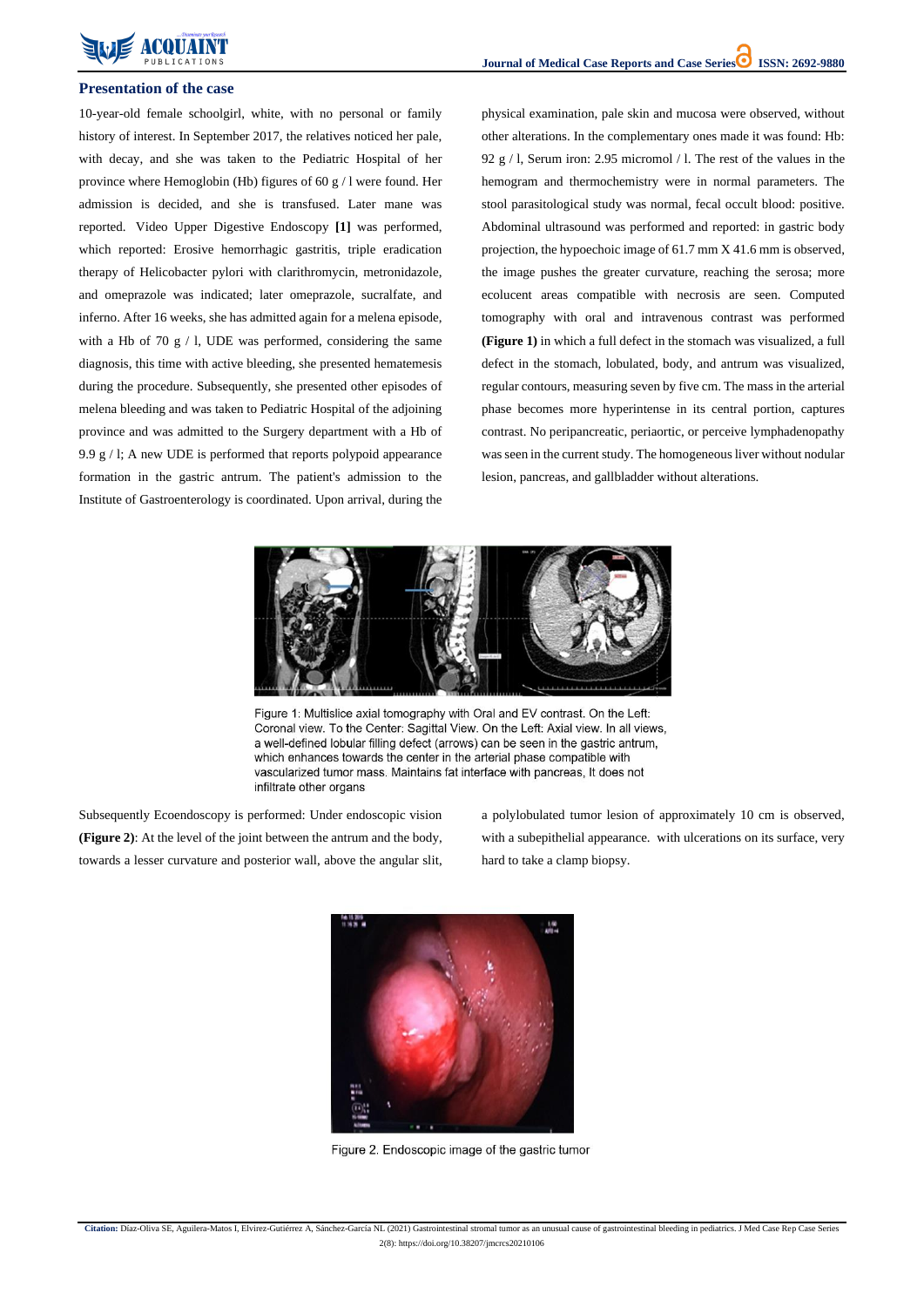## Presentation of the case

10-year-old female schoolgirl, white, with no personal or family history of interest. In September 2017, the relatives noticed her pale, with decay, and she was taken to the Pediatric Hospital of her province where Hemoglobin (Hb) figures of 60 g / l were found. Her admission is decided, and she is transfused. Later mane was reported. Video Upper Digestive Endoscopy **[1]** was performed, which reported: Erosive hemorrhagic gastritis, triple eradication therapy of Helicobacter pylori with clarithromycin, metronidazole, and omeprazole was indicated; later omeprazole, sucralfate, and inferno. After 16 weeks, she has admitted again for a melena episode, with a Hb of 70 g / l, UDE was performed, considering the same diagnosis, this time with active bleeding, she presented hematemesis during the procedure. Subsequently, she presented other episodes of melena bleeding and was taken to Pediatric Hospital of the adjoining province and was admitted to the Surgery department with a Hb of 9.9 g / l; A new UDE is performed that reports polypoid appearance formation in the gastric antrum. The patient's admission to the Institute of Gastroenterology is coordinated. Upon arrival, during the physical examination, pale skin and mucosa were observed, without other alterations. In the complementary ones made it was found: Hb: 92 g / l, Serum iron: 2.95 micromol / l. The rest of the values in the hemogram and thermochemistry were in normal parameters. The stool parasitological study was normal, fecal occult blood: positive. Abdominal ultrasound was performed and reported: in gastric body projection, the hypoechoic image of 61.7 mm X 41.6 mm is observed, the image pushes the greater curvature, reaching the serosa; more ecolucent areas compatible with necrosis are seen. Computed tomography with oral and intravenous contrast was performed **(Figure 1)** in which a full defect in the stomach was visualized, a full defect in the stomach, lobulated, body, and antrum was visualized, regular contours, measuring seven by five cm. The mass in the arterial phase becomes more hyperintense in its central portion, captures contrast. No peripancreatic, periaortic, or perceive lymphadenopathy was seen in the current study. The homogeneous liver without nodular lesion, pancreas, and gallbladder without alterations.

Figure 1: Multislice axial tomography with Oral and EV contrast. On the Left: Coronal view. To the Center: Sagittal View. On the Left: Axial view. In all views, a well-defined lobular filling defect (arrows) can be seen in the gastric antrum, which enhances towards the center in the arterial phase compatible with vascularized tumor mass. Maintains fat interface with pancreas, It does not infiltrate other organs

Subsequently Ecoendoscopy is performed: Under endoscopic vision **(Figure 2)**: At the level of the joint between the antrum and the body, towards a lesser curvature and posterior wall, above the angular slit, a polylobulated tumor lesion of approximately 10 cm is observed, with a subepithelial appearance. with ulcerations on its surface, very hard to take a clamp biopsy.

Figure 2. Endoscopic image of the gastric tumor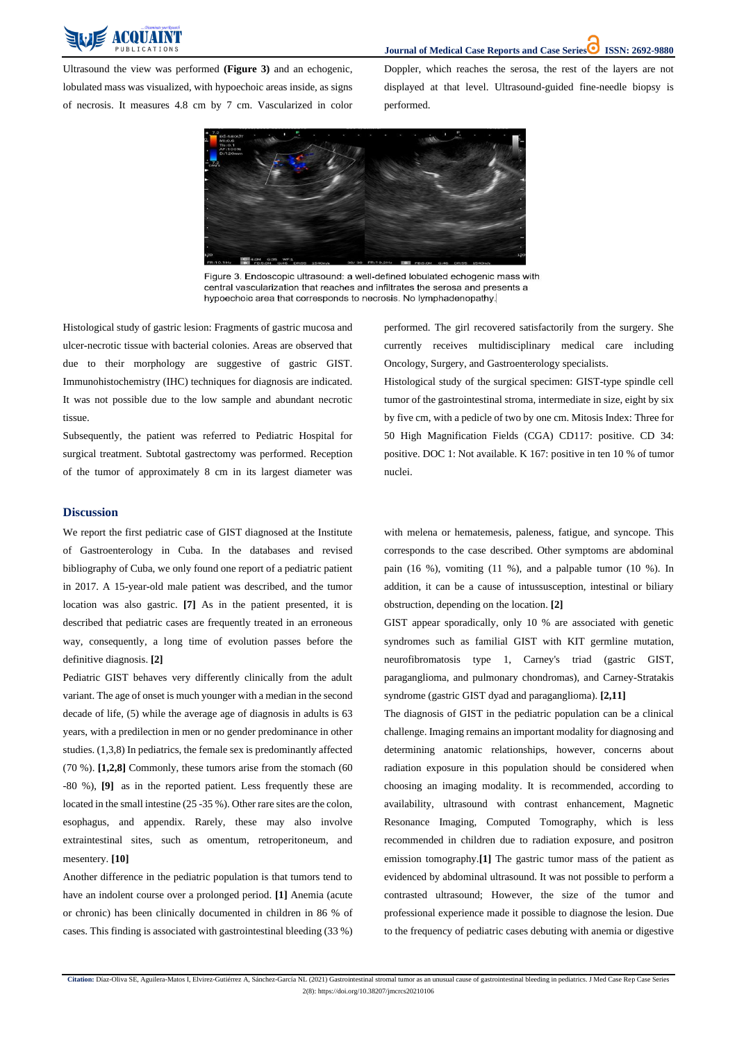Ultrasound the view was performed **(Figure 3)** and an echogenic, lobulated mass was visualized, with hypoechoic areas inside, as signs of necrosis. It measures 4.8 cm by 7 cm. Vascularized in color Doppler, which reaches the serosa, the rest of the layers are not displayed at that level. Ultrasound-guided fine-needle biopsy is performed.

Figure 3. Endoscopic ultrasound: a well-defined lobulated echogenic mass with central vascularization that reaches and infiltrates the serosa and presents a hypoechoic area that corresponds to necrosis. No lymphadenopathy.

Histological study of gastric lesion: Fragments of gastric mucosa and ulcer-necrotic tissue with bacterial colonies. Areas are observed that due to their morphology are suggestive of gastric GIST. Immunohistochemistry (IHC) techniques for diagnosis are indicated. It was not possible due to the low sample and abundant necrotic tissue.

Subsequently, the patient was referred to Pediatric Hospital for surgical treatment. Subtotal gastrectomy was performed. Reception of the tumor of approximately 8 cm in its largest diameter was performed. The girl recovered satisfactorily from the surgery. She currently receives multidisciplinary medical care including Oncology, Surgery, and Gastroenterology specialists.

Histological study of the surgical specimen: GIST-type spindle cell tumor of the gastrointestinal stroma, intermediate in size, eight by six by five cm, with a pedicle of two by one cm. Mitosis Index: Three for 50 High Magnification Fields (CGA) CD117: positive. CD 34: positive. DOC 1: Not available. K 167: positive in ten 10 % of tumor nuclei.

## Discussion

We report the first pediatric case of GIST diagnosed at the Institute of Gastroenterology in Cuba. In the databases and revised bibliography of Cuba, we only found one report of a pediatric patient in 2017. A 15-year-old male patient was described, and the tumor location was also gastric. **[7]** As in the patient presented, it is described that pediatric cases are frequently treated in an erroneous way, consequently, a long time of evolution passes before the definitive diagnosis. **[2]**

Pediatric GIST behaves very differently clinically from the adult variant. The age of onset is much younger with a median in the second decade of life, (5) while the average age of diagnosis in adults is 63 years, with a predilection in men or no gender predominance in other studies. (1,3,8) In pediatrics, the female sex is predominantly affected (70 %). **[1,2,8]** Commonly, these tumors arise from the stomach (60 -80 %), **[9]** as in the reported patient. Less frequently these are located in the small intestine (25 -35 %). Other rare sites are the colon, esophagus, and appendix. Rarely, these may also involve extraintestinal sites, such as omentum, retroperitoneum, and mesentery. **[10]**

Another difference in the pediatric population is that tumors tend to have an indolent course over a prolonged period. **[1]** Anemia (acute or chronic) has been clinically documented in children in 86 % of cases. This finding is associated with gastrointestinal bleeding (33 %) with melena or hematemesis, paleness, fatigue, and syncope. This corresponds to the case described. Other symptoms are abdominal pain (16 %), vomiting (11 %), and a palpable tumor (10 %). In addition, it can be a cause of intussusception, intestinal or biliary obstruction, depending on the location. **[2]**

GIST appear sporadically, only 10 % are associated with genetic syndromes such as familial GIST with KIT germline mutation, neurofibromatosis type 1, Carney's triad (gastric GIST, paraganglioma, and pulmonary chondromas), and Carney-Stratakis syndrome (gastric GIST dyad and paraganglioma). **[2,11]**

The diagnosis of GIST in the pediatric population can be a clinical challenge. Imaging remains an important modality for diagnosing and determining anatomic relationships, however, concerns about radiation exposure in this population should be considered when choosing an imaging modality. It is recommended, according to availability, ultrasound with contrast enhancement, Magnetic Resonance Imaging, Computed Tomography, which is less recommended in children due to radiation exposure, and positron emission tomography.**[1]** The gastric tumor mass of the patient as evidenced by abdominal ultrasound. It was not possible to perform a contrasted ultrasound; However, the size of the tumor and professional experience made it possible to diagnose the lesion. Due to the frequency of pediatric cases debuting with anemia or digestive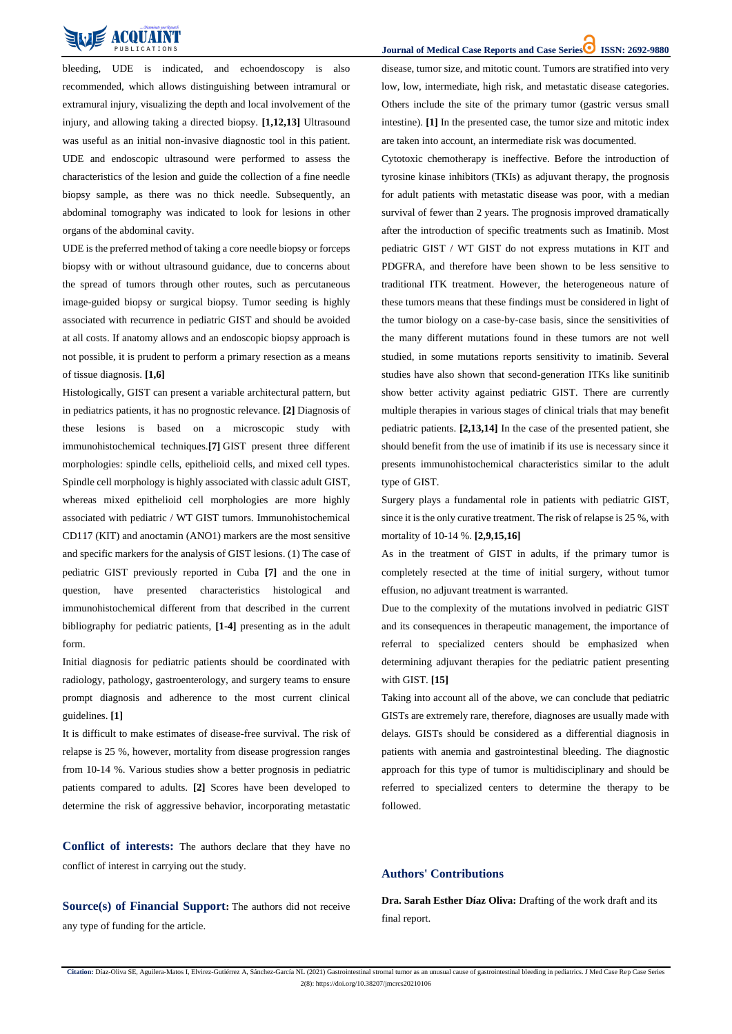bleeding, UDE is indicated, and echoendoscopy is also recommended, which allows distinguishing between intramural or extramural injury, visualizing the depth and local involvement of the injury, and allowing taking a directed biopsy. **[1,12,13]** Ultrasound was useful as an initial non-invasive diagnostic tool in this patient. UDE and endoscopic ultrasound were performed to assess the characteristics of the lesion and guide the collection of a fine needle biopsy sample, as there was no thick needle. Subsequently, an abdominal tomography was indicated to look for lesions in other organs of the abdominal cavity.

UDE is the preferred method of taking a core needle biopsy or forceps biopsy with or without ultrasound guidance, due to concerns about the spread of tumors through other routes, such as percutaneous image-guided biopsy or surgical biopsy. Tumor seeding is highly associated with recurrence in pediatric GIST and should be avoided at all costs. If anatomy allows and an endoscopic biopsy approach is not possible, it is prudent to perform a primary resection as a means of tissue diagnosis. **[1,6]**

Histologically, GIST can present a variable architectural pattern, but in pediatrics patients, it has no prognostic relevance. **[2]** Diagnosis of these lesions is based on a microscopic study with immunohistochemical techniques.**[7]** GIST present three different morphologies: spindle cells, epithelioid cells, and mixed cell types. Spindle cell morphology is highly associated with classic adult GIST, whereas mixed epithelioid cell morphologies are more highly associated with pediatric / WT GIST tumors. Immunohistochemical CD117 (KIT) and anoctamin (ANO1) markers are the most sensitive and specific markers for the analysis of GIST lesions. (1) The case of pediatric GIST previously reported in Cuba **[7]** and the one in question, have presented characteristics histological and immunohistochemical different from that described in the current bibliography for pediatric patients, **[1-4]** presenting as in the adult form.

Initial diagnosis for pediatric patients should be coordinated with radiology, pathology, gastroenterology, and surgery teams to ensure prompt diagnosis and adherence to the most current clinical guidelines. **[1]**

It is difficult to make estimates of disease-free survival. The risk of relapse is 25 %, however, mortality from disease progression ranges from 10-14 %. Various studies show a better prognosis in pediatric patients compared to adults. **[2]** Scores have been developed to determine the risk of aggressive behavior, incorporating metastatic disease, tumor size, and mitotic count. Tumors are stratified into very low, low, intermediate, high risk, and metastatic disease categories. Others include the site of the primary tumor (gastric versus small intestine). **[1]** In the presented case, the tumor size and mitotic index are taken into account, an intermediate risk was documented.

Cytotoxic chemotherapy is ineffective. Before the introduction of tyrosine kinase inhibitors (TKIs) as adjuvant therapy, the prognosis for adult patients with metastatic disease was poor, with a median survival of fewer than 2 years. The prognosis improved dramatically after the introduction of specific treatments such as Imatinib. Most pediatric GIST / WT GIST do not express mutations in KIT and PDGFRA, and therefore have been shown to be less sensitive to traditional ITK treatment. However, the heterogeneous nature of these tumors means that these findings must be considered in light of the tumor biology on a case-by-case basis, since the sensitivities of the many different mutations found in these tumors are not well studied, in some mutations reports sensitivity to imatinib. Several studies have also shown that second-generation ITKs like sunitinib show better activity against pediatric GIST. There are currently multiple therapies in various stages of clinical trials that may benefit pediatric patients. **[2,13,14]** In the case of the presented patient, she should benefit from the use of imatinib if its use is necessary since it presents immunohistochemical characteristics similar to the adult type of GIST.

Surgery plays a fundamental role in patients with pediatric GIST, since it is the only curative treatment. The risk of relapse is 25 %, with mortality of 10-14 %. **[2,9,15,16]**

As in the treatment of GIST in adults, if the primary tumor is completely resected at the time of initial surgery, without tumor effusion, no adjuvant treatment is warranted.

Due to the complexity of the mutations involved in pediatric GIST and its consequences in therapeutic management, the importance of referral to specialized centers should be emphasized when determining adjuvant therapies for the pediatric patient presenting with GIST. **[15]**

Taking into account all of the above, we can conclude that pediatric GISTs are extremely rare, therefore, diagnoses are usually made with delays. GISTs should be considered as a differential diagnosis in patients with anemia and gastrointestinal bleeding. The diagnostic approach for this type of tumor is multidisciplinary and should be referred to specialized centers to determine the therapy to be followed.

**Conflict of interests:** The authors declare that they have no conflict of interest in carrying out the study.

**Source(s) of Financial Support:** The authors did not receive any type of funding for the article.

## Authors' Contributions

**Dra. Sarah Esther Díaz Oliva:** Drafting of the work draft and its final report.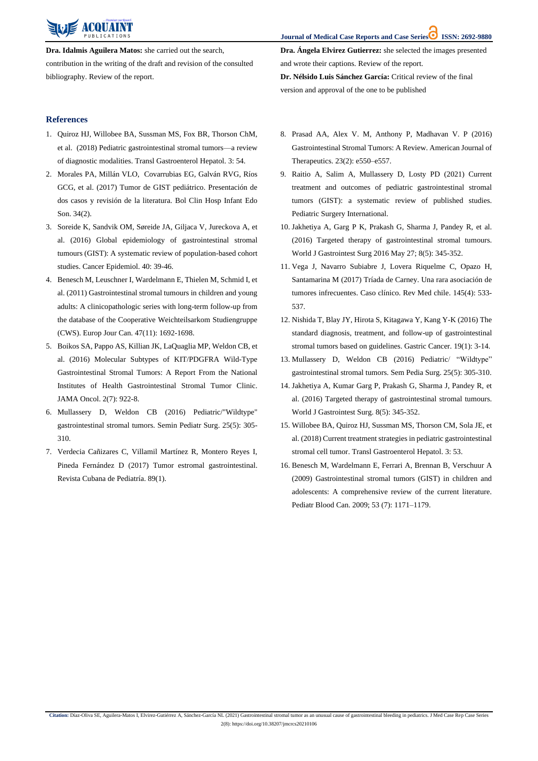**Dra. Idalmis Aguilera Matos:** she carried out the search, contribution in the writing of the draft and revision of the consulted bibliography. Review of the report.

**Dra. Ángela Elvirez Gutierrez:** she selected the images presented and wrote their captions. Review of the report.

**Dr. Nélsido Luis Sánchez García:** Critical review of the final version and approval of the one to be published

## References

1. Quiroz HJ, Willobee BA, Sussman MS, Fox BR, Thorson ChM, et al. (2018) Pediatric gastrointestinal stromal tumors—a review of diagnostic modalities. Transl Gastroenterol Hepatol. 3: 54.
2. Morales PA, Millán VLO, Covarrubias EG, Galván RVG, Ríos GCG, et al. (2017) Tumor de GIST pediátrico. Presentación de dos casos y revisión de la literatura. Bol Clin Hosp Infant Edo Son. 34(2).
3. Soreide K, Sandvik OM, Søreide JA, Giljaca V, Jureckova A, et al. (2016) Global epidemiology of gastrointestinal stromal tumours (GIST): A systematic review of population-based cohort studies. Cancer Epidemiol. 40: 39-46.
4. Benesch M, Leuschner I, Wardelmann E, Thielen M, Schmid I, et al. (2011) Gastrointestinal stromal tumours in children and young adults: A clinicopathologic series with long-term follow-up from the database of the Cooperative Weichteilsarkom Studiengruppe (CWS). Europ Jour Can. 47(11): 1692-1698.
5. Boikos SA, Pappo AS, Killian JK, LaQuaglia MP, Weldon CB, et al. (2016) Molecular Subtypes of KIT/PDGFRA Wild-Type Gastrointestinal Stromal Tumors: A Report From the National Institutes of Health Gastrointestinal Stromal Tumor Clinic. JAMA Oncol. 2(7): 922-8.
6. Mullassery D, Weldon CB (2016) Pediatric/"Wildtype" gastrointestinal stromal tumors. Semin Pediatr Surg. 25(5): 305-310.
7. Verdecia Cañizares C, Villamil Martínez R, Montero Reyes I, Pineda Fernández D (2017) Tumor estromal gastrointestinal. Revista Cubana de Pediatría. 89(1).
8. Prasad AA, Alex V. M, Anthony P, Madhavan V. P (2016) Gastrointestinal Stromal Tumors: A Review. American Journal of Therapeutics. 23(2): e550–e557.
9. Raitio A, Salim A, Mullassery D, Losty PD (2021) Current treatment and outcomes of pediatric gastrointestinal stromal tumors (GIST): a systematic review of published studies. Pediatric Surgery International.
10. Jakhetiya A, Garg P K, Prakash G, Sharma J, Pandey R, et al. (2016) Targeted therapy of gastrointestinal stromal tumours. World J Gastrointest Surg 2016 May 27; 8(5): 345-352.
11. Vega J, Navarro Subiabre J, Lovera Riquelme C, Opazo H, Santamarina M (2017) Tríada de Carney. Una rara asociación de tumores infrecuentes. Caso clínico. Rev Med chile. 145(4): 533-537.
12. Nishida T, Blay JY, Hirota S, Kitagawa Y, Kang Y-K (2016) The standard diagnosis, treatment, and follow-up of gastrointestinal stromal tumors based on guidelines. Gastric Cancer. 19(1): 3-14.
13. Mullassery D, Weldon CB (2016) Pediatric/ "Wildtype" gastrointestinal stromal tumors. Sem Pedia Surg. 25(5): 305-310.
14. Jakhetiya A, Kumar Garg P, Prakash G, Sharma J, Pandey R, et al. (2016) Targeted therapy of gastrointestinal stromal tumours. World J Gastrointest Surg. 8(5): 345-352.
15. Willobee BA, Quiroz HJ, Sussman MS, Thorson CM, Sola JE, et al. (2018) Current treatment strategies in pediatric gastrointestinal stromal cell tumor. Transl Gastroenterol Hepatol. 3: 53.
16. Benesch M, Wardelmann E, Ferrari A, Brennan B, Verschuur A (2009) Gastrointestinal stromal tumors (GIST) in children and adolescents: A comprehensive review of the current literature. Pediatr Blood Can. 2009; 53 (7): 1171–1179.